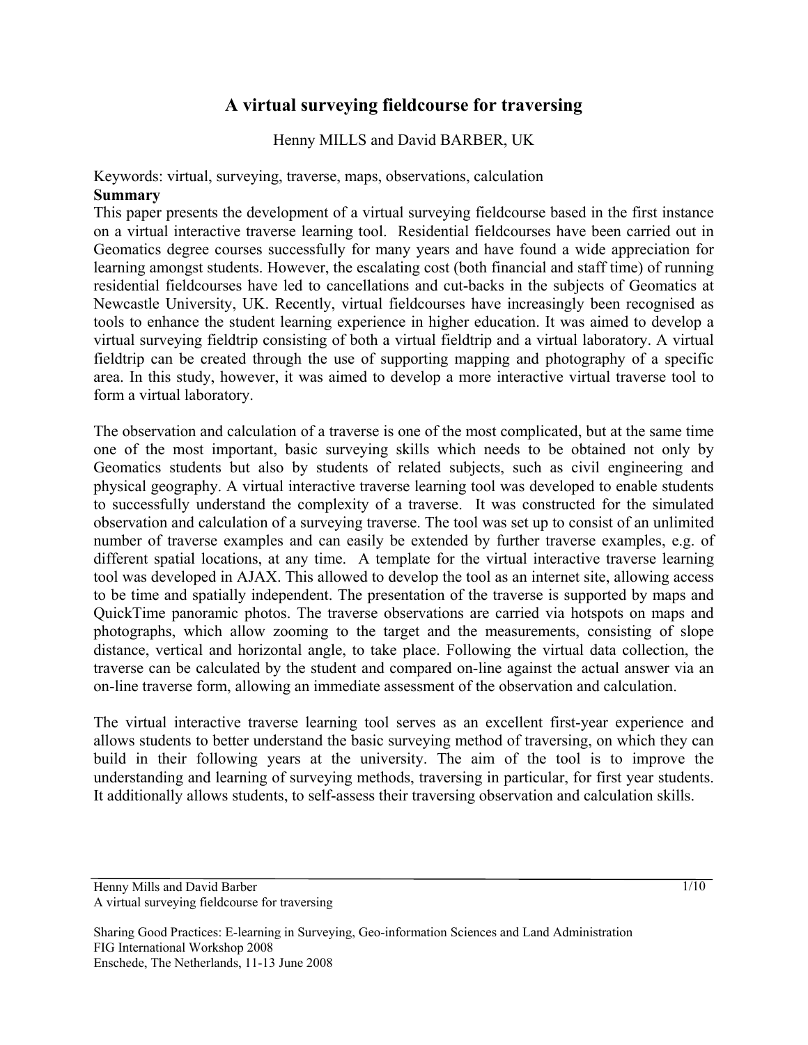# A virtual surveying fieldcourse for traversing

Henny MILLS and David BARBER, UK

Keywords: virtual, surveying, traverse, maps, observations, calculation

## Summary

This paper presents the development of a virtual surveying fieldcourse based in the first instance on a virtual interactive traverse learning tool. Residential fieldcourses have been carried out in Geomatics degree courses successfully for many years and have found a wide appreciation for learning amongst students. However, the escalating cost (both financial and staff time) of running residential fieldcourses have led to cancellations and cut-backs in the subjects of Geomatics at Newcastle University, UK. Recently, virtual fieldcourses have increasingly been recognised as tools to enhance the student learning experience in higher education. It was aimed to develop a virtual surveying fieldtrip consisting of both a virtual fieldtrip and a virtual laboratory. A virtual fieldtrip can be created through the use of supporting mapping and photography of a specific area. In this study, however, it was aimed to develop a more interactive virtual traverse tool to form a virtual laboratory.

The observation and calculation of a traverse is one of the most complicated, but at the same time one of the most important, basic surveying skills which needs to be obtained not only by Geomatics students but also by students of related subjects, such as civil engineering and physical geography. A virtual interactive traverse learning tool was developed to enable students to successfully understand the complexity of a traverse. It was constructed for the simulated observation and calculation of a surveying traverse. The tool was set up to consist of an unlimited number of traverse examples and can easily be extended by further traverse examples, e.g. of different spatial locations, at any time. A template for the virtual interactive traverse learning tool was developed in AJAX. This allowed to develop the tool as an internet site, allowing access to be time and spatially independent. The presentation of the traverse is supported by maps and QuickTime panoramic photos. The traverse observations are carried via hotspots on maps and photographs, which allow zooming to the target and the measurements, consisting of slope distance, vertical and horizontal angle, to take place. Following the virtual data collection, the traverse can be calculated by the student and compared on-line against the actual answer via an on-line traverse form, allowing an immediate assessment of the observation and calculation.

The virtual interactive traverse learning tool serves as an excellent first-year experience and allows students to better understand the basic surveying method of traversing, on which they can build in their following years at the university. The aim of the tool is to improve the understanding and learning of surveying methods, traversing in particular, for first year students. It additionally allows students, to self-assess their traversing observation and calculation skills.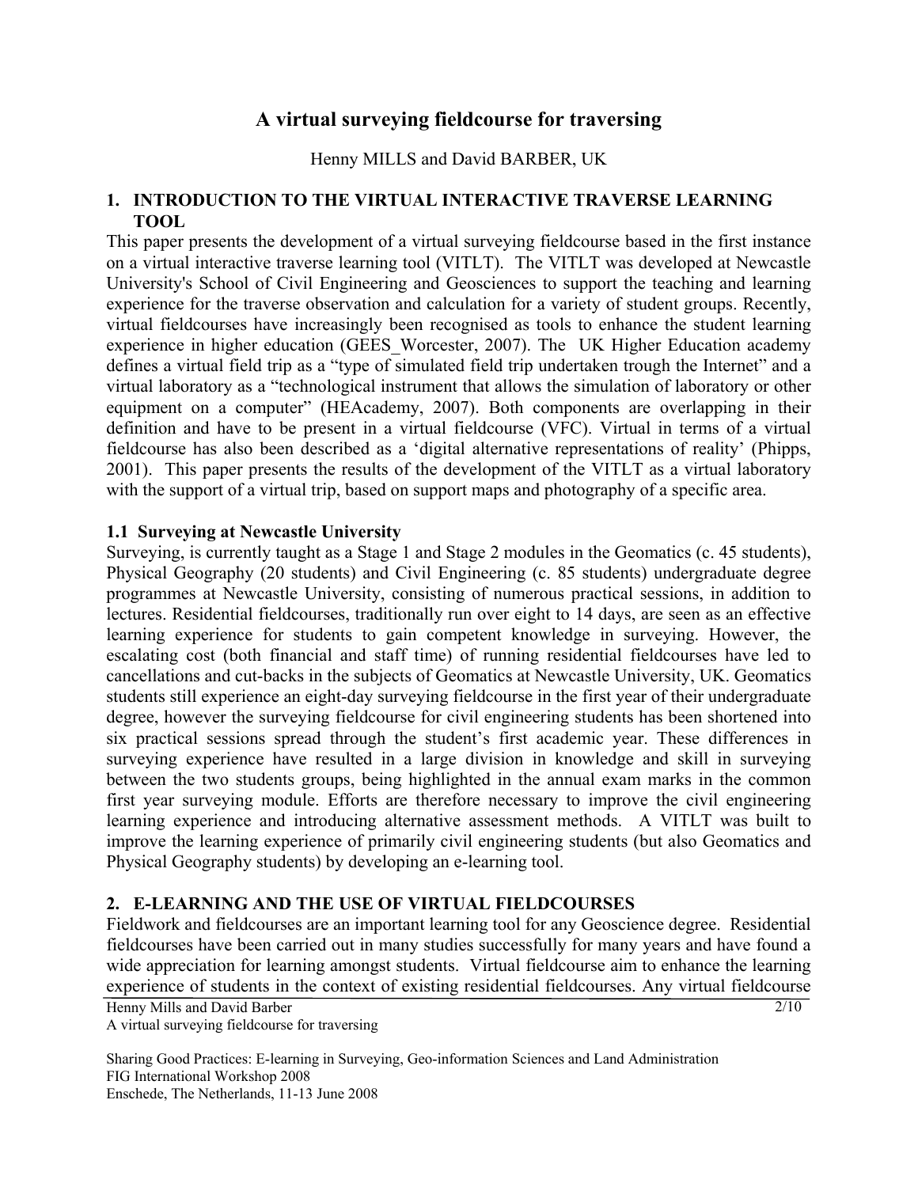# A virtual surveying fieldcourse for traversing

Henny MILLS and David BARBER, UK

## 1. INTRODUCTION TO THE VIRTUAL INTERACTIVE TRAVERSE LEARNING TOOL

This paper presents the development of a virtual surveying fieldcourse based in the first instance on a virtual interactive traverse learning tool (VITLT). The VITLT was developed at Newcastle University's School of Civil Engineering and Geosciences to support the teaching and learning experience for the traverse observation and calculation for a variety of student groups. Recently, virtual fieldcourses have increasingly been recognised as tools to enhance the student learning experience in higher education (GEES_Worcester, 2007). The UK Higher Education academy defines a virtual field trip as a "type of simulated field trip undertaken trough the Internet" and a virtual laboratory as a "technological instrument that allows the simulation of laboratory or other equipment on a computer" (HEAcademy, 2007). Both components are overlapping in their definition and have to be present in a virtual fieldcourse (VFC). Virtual in terms of a virtual fieldcourse has also been described as a 'digital alternative representations of reality' (Phipps, 2001). This paper presents the results of the development of the VITLT as a virtual laboratory with the support of a virtual trip, based on support maps and photography of a specific area.

### 1.1 Surveying at Newcastle University

Surveying, is currently taught as a Stage 1 and Stage 2 modules in the Geomatics (c. 45 students), Physical Geography (20 students) and Civil Engineering (c. 85 students) undergraduate degree programmes at Newcastle University, consisting of numerous practical sessions, in addition to lectures. Residential fieldcourses, traditionally run over eight to 14 days, are seen as an effective learning experience for students to gain competent knowledge in surveying. However, the escalating cost (both financial and staff time) of running residential fieldcourses have led to cancellations and cut-backs in the subjects of Geomatics at Newcastle University, UK. Geomatics students still experience an eight-day surveying fieldcourse in the first year of their undergraduate degree, however the surveying fieldcourse for civil engineering students has been shortened into six practical sessions spread through the student's first academic year. These differences in surveying experience have resulted in a large division in knowledge and skill in surveying between the two students groups, being highlighted in the annual exam marks in the common first year surveying module. Efforts are therefore necessary to improve the civil engineering learning experience and introducing alternative assessment methods. A VITLT was built to improve the learning experience of primarily civil engineering students (but also Geomatics and Physical Geography students) by developing an e-learning tool.

## 2. E-LEARNING AND THE USE OF VIRTUAL FIELDCOURSES

Fieldwork and fieldcourses are an important learning tool for any Geoscience degree. Residential fieldcourses have been carried out in many studies successfully for many years and have found a wide appreciation for learning amongst students. Virtual fieldcourse aim to enhance the learning experience of students in the context of existing residential fieldcourses. Any virtual fieldcourse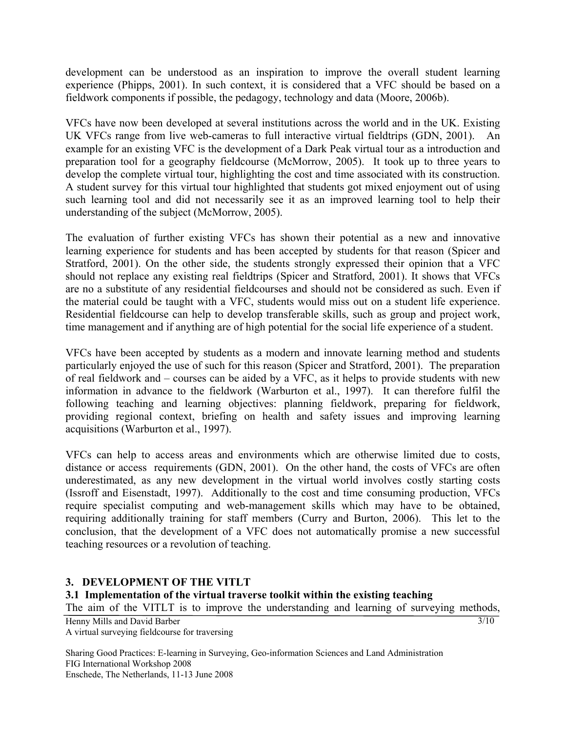development can be understood as an inspiration to improve the overall student learning experience (Phipps, 2001). In such context, it is considered that a VFC should be based on a fieldwork components if possible, the pedagogy, technology and data (Moore, 2006b).

VFCs have now been developed at several institutions across the world and in the UK. Existing UK VFCs range from live web-cameras to full interactive virtual fieldtrips (GDN, 2001). An example for an existing VFC is the development of a Dark Peak virtual tour as a introduction and preparation tool for a geography fieldcourse (McMorrow, 2005). It took up to three years to develop the complete virtual tour, highlighting the cost and time associated with its construction. A student survey for this virtual tour highlighted that students got mixed enjoyment out of using such learning tool and did not necessarily see it as an improved learning tool to help their understanding of the subject (McMorrow, 2005).

The evaluation of further existing VFCs has shown their potential as a new and innovative learning experience for students and has been accepted by students for that reason (Spicer and Stratford, 2001). On the other side, the students strongly expressed their opinion that a VFC should not replace any existing real fieldtrips (Spicer and Stratford, 2001). It shows that VFCs are no a substitute of any residential fieldcourses and should not be considered as such. Even if the material could be taught with a VFC, students would miss out on a student life experience. Residential fieldcourse can help to develop transferable skills, such as group and project work, time management and if anything are of high potential for the social life experience of a student.

VFCs have been accepted by students as a modern and innovate learning method and students particularly enjoyed the use of such for this reason (Spicer and Stratford, 2001). The preparation of real fieldwork and – courses can be aided by a VFC, as it helps to provide students with new information in advance to the fieldwork (Warburton et al., 1997). It can therefore fulfil the following teaching and learning objectives: planning fieldwork, preparing for fieldwork, providing regional context, briefing on health and safety issues and improving learning acquisitions (Warburton et al., 1997).

VFCs can help to access areas and environments which are otherwise limited due to costs, distance or access requirements (GDN, 2001). On the other hand, the costs of VFCs are often underestimated, as any new development in the virtual world involves costly starting costs (Issroff and Eisenstadt, 1997). Additionally to the cost and time consuming production, VFCs require specialist computing and web-management skills which may have to be obtained, requiring additionally training for staff members (Curry and Burton, 2006). This let to the conclusion, that the development of a VFC does not automatically promise a new successful teaching resources or a revolution of teaching.

## 3. DEVELOPMENT OF THE VITLT

### 3.1 Implementation of the virtual traverse toolkit within the existing teaching

The aim of the VITLT is to improve the understanding and learning of surveying methods,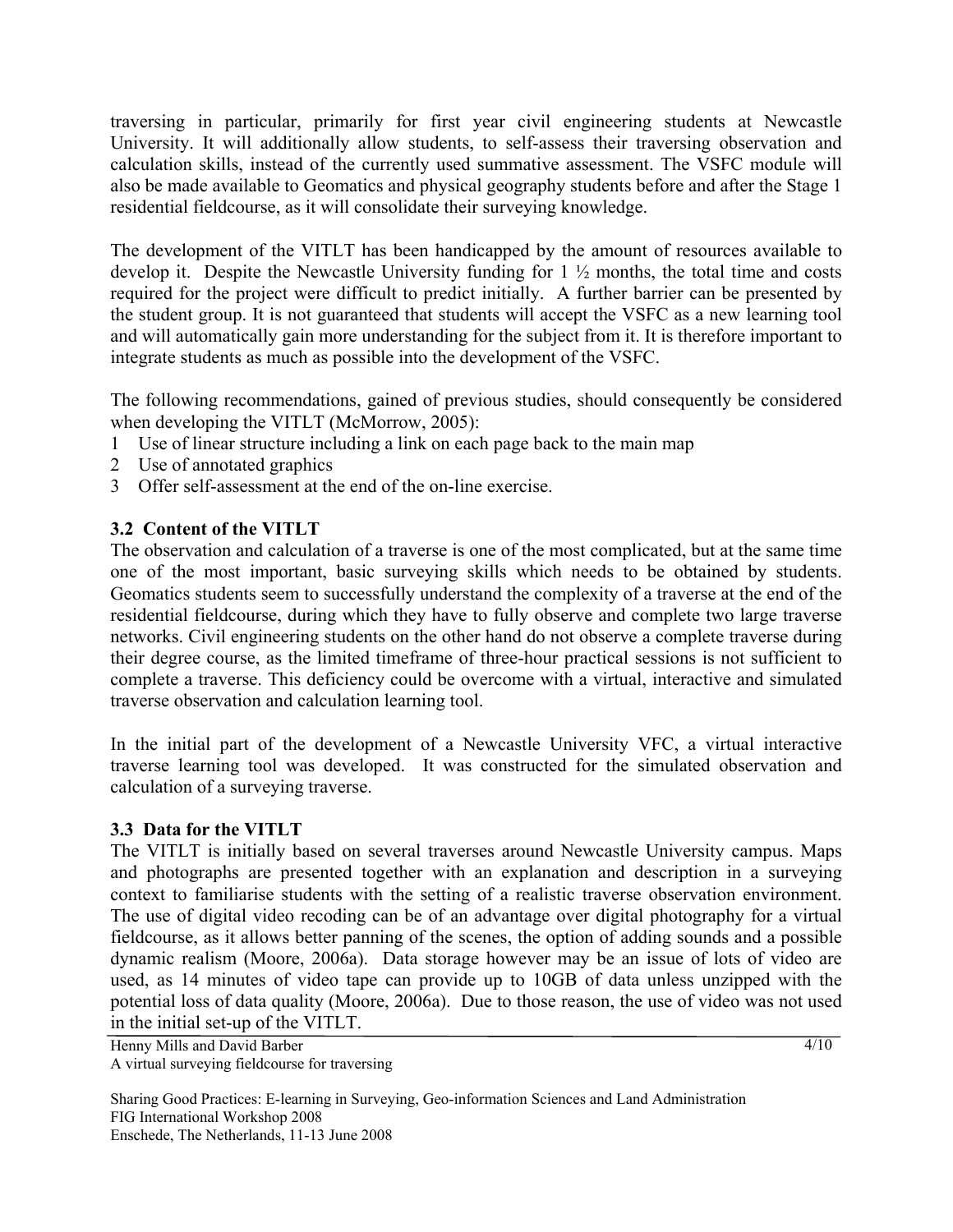traversing in particular, primarily for first year civil engineering students at Newcastle University. It will additionally allow students, to self-assess their traversing observation and calculation skills, instead of the currently used summative assessment. The VSFC module will also be made available to Geomatics and physical geography students before and after the Stage 1 residential fieldcourse, as it will consolidate their surveying knowledge.

The development of the VITLT has been handicapped by the amount of resources available to develop it. Despite the Newcastle University funding for 1 ½ months, the total time and costs required for the project were difficult to predict initially. A further barrier can be presented by the student group. It is not guaranteed that students will accept the VSFC as a new learning tool and will automatically gain more understanding for the subject from it. It is therefore important to integrate students as much as possible into the development of the VSFC.

The following recommendations, gained of previous studies, should consequently be considered when developing the VITLT (McMorrow, 2005):

1. Use of linear structure including a link on each page back to the main map
2. Use of annotated graphics
3. Offer self-assessment at the end of the on-line exercise.

### 3.2 Content of the VITLT

The observation and calculation of a traverse is one of the most complicated, but at the same time one of the most important, basic surveying skills which needs to be obtained by students. Geomatics students seem to successfully understand the complexity of a traverse at the end of the residential fieldcourse, during which they have to fully observe and complete two large traverse networks. Civil engineering students on the other hand do not observe a complete traverse during their degree course, as the limited timeframe of three-hour practical sessions is not sufficient to complete a traverse. This deficiency could be overcome with a virtual, interactive and simulated traverse observation and calculation learning tool.

In the initial part of the development of a Newcastle University VFC, a virtual interactive traverse learning tool was developed. It was constructed for the simulated observation and calculation of a surveying traverse.

### 3.3 Data for the VITLT

The VITLT is initially based on several traverses around Newcastle University campus. Maps and photographs are presented together with an explanation and description in a surveying context to familiarise students with the setting of a realistic traverse observation environment. The use of digital video recoding can be of an advantage over digital photography for a virtual fieldcourse, as it allows better panning of the scenes, the option of adding sounds and a possible dynamic realism (Moore, 2006a). Data storage however may be an issue of lots of video are used, as 14 minutes of video tape can provide up to 10GB of data unless unzipped with the potential loss of data quality (Moore, 2006a). Due to those reason, the use of video was not used in the initial set-up of the VITLT.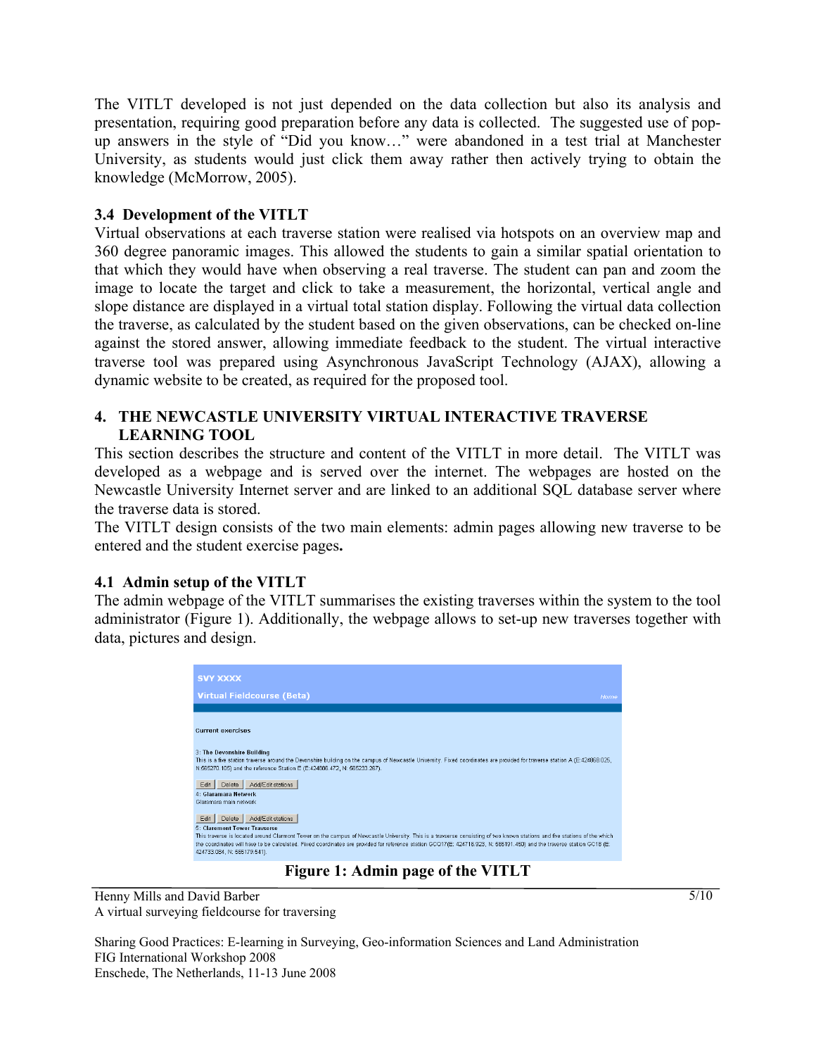The VITLT developed is not just depended on the data collection but also its analysis and presentation, requiring good preparation before any data is collected. The suggested use of pop-up answers in the style of "Did you know…" were abandoned in a test trial at Manchester University, as students would just click them away rather then actively trying to obtain the knowledge (McMorrow, 2005).

### 3.4 Development of the VITLT

Virtual observations at each traverse station were realised via hotspots on an overview map and 360 degree panoramic images. This allowed the students to gain a similar spatial orientation to that which they would have when observing a real traverse. The student can pan and zoom the image to locate the target and click to take a measurement, the horizontal, vertical angle and slope distance are displayed in a virtual total station display. Following the virtual data collection the traverse, as calculated by the student based on the given observations, can be checked on-line against the stored answer, allowing immediate feedback to the student. The virtual interactive traverse tool was prepared using Asynchronous JavaScript Technology (AJAX), allowing a dynamic website to be created, as required for the proposed tool.

## 4. THE NEWCASTLE UNIVERSITY VIRTUAL INTERACTIVE TRAVERSE LEARNING TOOL

This section describes the structure and content of the VITLT in more detail. The VITLT was developed as a webpage and is served over the internet. The webpages are hosted on the Newcastle University Internet server and are linked to an additional SQL database server where the traverse data is stored.

The VITLT design consists of the two main elements: admin pages allowing new traverse to be entered and the student exercise pages**.**

### 4.1 Admin setup of the VITLT

The admin webpage of the VITLT summarises the existing traverses within the system to the tool administrator (Figure 1). Additionally, the webpage allows to set-up new traverses together with data, pictures and design.

**Figure 1: Admin page of the VITLT**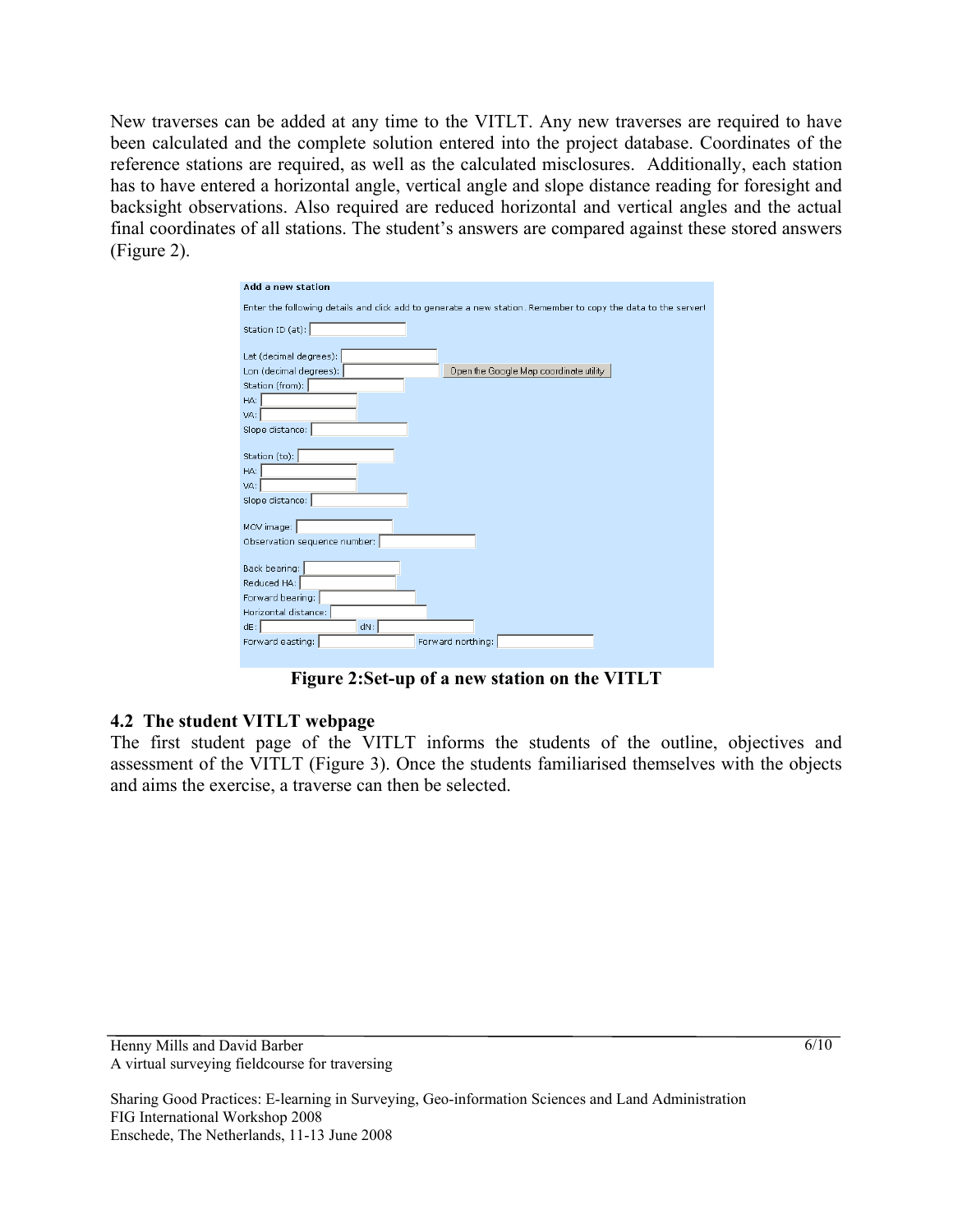New traverses can be added at any time to the VITLT. Any new traverses are required to have been calculated and the complete solution entered into the project database. Coordinates of the reference stations are required, as well as the calculated misclosures. Additionally, each station has to have entered a horizontal angle, vertical angle and slope distance reading for foresight and backsight observations. Also required are reduced horizontal and vertical angles and the actual final coordinates of all stations. The student's answers are compared against these stored answers (Figure 2).

**Add a new station**

Enter the following details and click add to generate a new station. Remember to copy the data to the server!

Station ID (at):

Lat (decimal degrees):
Lon (decimal degrees): [Open the Google Map coordinate utility]
Station (from):
HA:
VA:
Slope distance:

Station (to):
HA:
VA:
Slope distance:

MOV image:
Observation sequence number:

Back bearing:
Reduced HA:
Forward bearing:
Horizontal distance:
dE: dN:
Forward easting: Forward northing:

**Figure 2:Set-up of a new station on the VITLT**

## 4.2 The student VITLT webpage

The first student page of the VITLT informs the students of the outline, objectives and assessment of the VITLT (Figure 3). Once the students familiarised themselves with the objects and aims the exercise, a traverse can then be selected.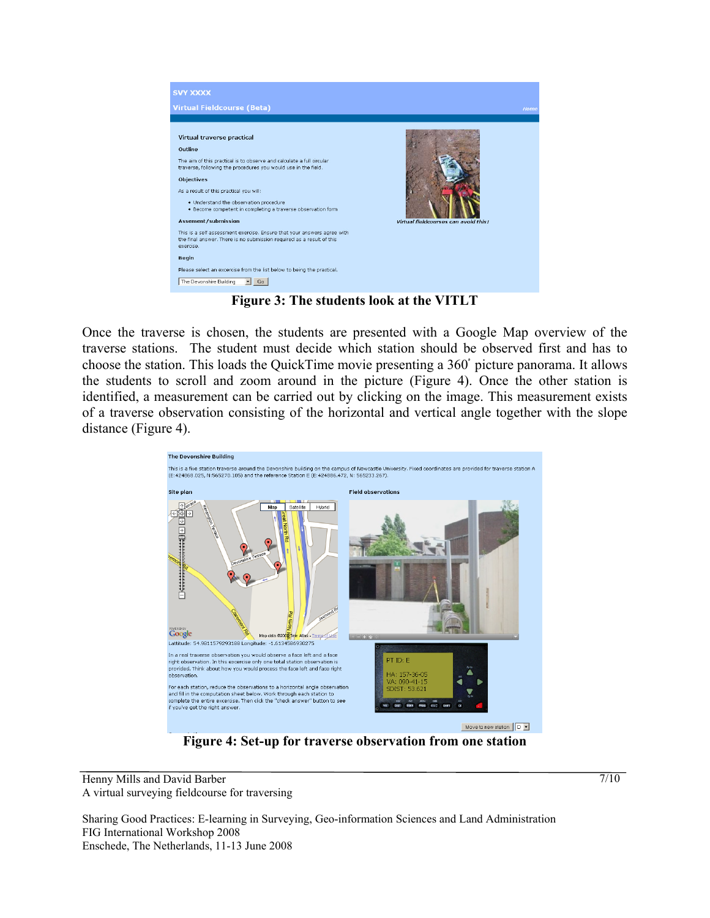Figure 3: The students look at the VITLT

Once the traverse is chosen, the students are presented with a Google Map overview of the traverse stations. The student must decide which station should be observed first and has to choose the station. This loads the QuickTime movie presenting a 360˚ picture panorama. It allows the students to scroll and zoom around in the picture (Figure 4). Once the other station is identified, a measurement can be carried out by clicking on the image. This measurement exists of a traverse observation consisting of the horizontal and vertical angle together with the slope distance (Figure 4).

Figure 4: Set-up for traverse observation from one station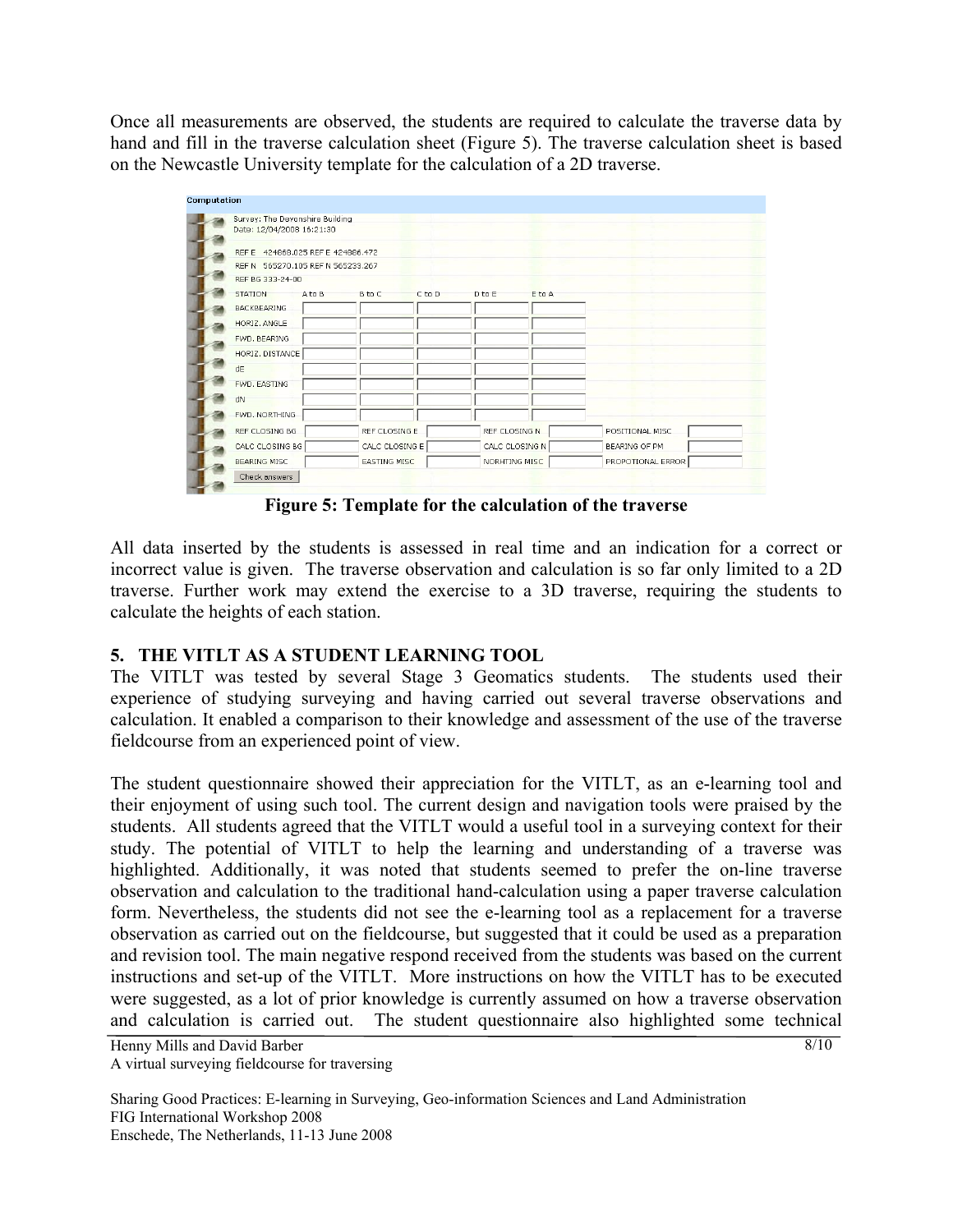Once all measurements are observed, the students are required to calculate the traverse data by hand and fill in the traverse calculation sheet (Figure 5). The traverse calculation sheet is based on the Newcastle University template for the calculation of a 2D traverse.

**Figure 5: Template for the calculation of the traverse**

All data inserted by the students is assessed in real time and an indication for a correct or incorrect value is given. The traverse observation and calculation is so far only limited to a 2D traverse. Further work may extend the exercise to a 3D traverse, requiring the students to calculate the heights of each station.

## 5. THE VITLT AS A STUDENT LEARNING TOOL

The VITLT was tested by several Stage 3 Geomatics students. The students used their experience of studying surveying and having carried out several traverse observations and calculation. It enabled a comparison to their knowledge and assessment of the use of the traverse fieldcourse from an experienced point of view.

The student questionnaire showed their appreciation for the VITLT, as an e-learning tool and their enjoyment of using such tool. The current design and navigation tools were praised by the students. All students agreed that the VITLT would a useful tool in a surveying context for their study. The potential of VITLT to help the learning and understanding of a traverse was highlighted. Additionally, it was noted that students seemed to prefer the on-line traverse observation and calculation to the traditional hand-calculation using a paper traverse calculation form. Nevertheless, the students did not see the e-learning tool as a replacement for a traverse observation as carried out on the fieldcourse, but suggested that it could be used as a preparation and revision tool. The main negative respond received from the students was based on the current instructions and set-up of the VITLT. More instructions on how the VITLT has to be executed were suggested, as a lot of prior knowledge is currently assumed on how a traverse observation and calculation is carried out. The student questionnaire also highlighted some technical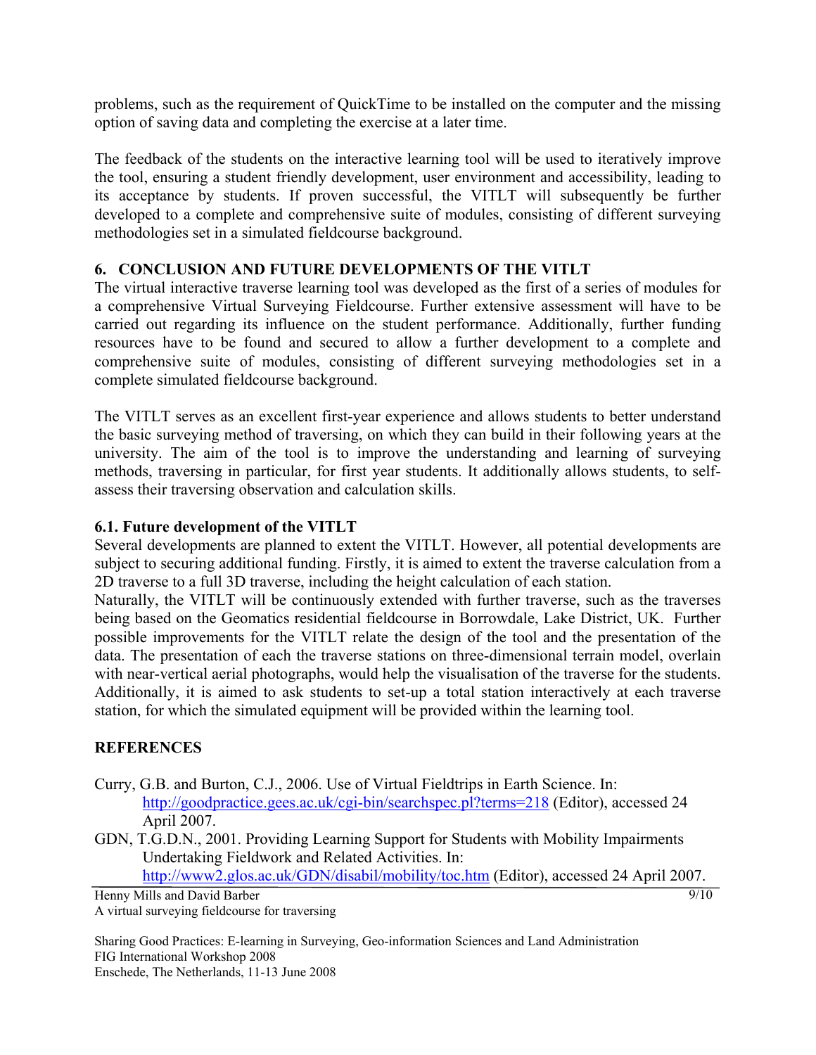problems, such as the requirement of QuickTime to be installed on the computer and the missing option of saving data and completing the exercise at a later time.

The feedback of the students on the interactive learning tool will be used to iteratively improve the tool, ensuring a student friendly development, user environment and accessibility, leading to its acceptance by students. If proven successful, the VITLT will subsequently be further developed to a complete and comprehensive suite of modules, consisting of different surveying methodologies set in a simulated fieldcourse background.

## 6. CONCLUSION AND FUTURE DEVELOPMENTS OF THE VITLT

The virtual interactive traverse learning tool was developed as the first of a series of modules for a comprehensive Virtual Surveying Fieldcourse. Further extensive assessment will have to be carried out regarding its influence on the student performance. Additionally, further funding resources have to be found and secured to allow a further development to a complete and comprehensive suite of modules, consisting of different surveying methodologies set in a complete simulated fieldcourse background.

The VITLT serves as an excellent first-year experience and allows students to better understand the basic surveying method of traversing, on which they can build in their following years at the university. The aim of the tool is to improve the understanding and learning of surveying methods, traversing in particular, for first year students. It additionally allows students, to self-assess their traversing observation and calculation skills.

### 6.1. Future development of the VITLT

Several developments are planned to extent the VITLT. However, all potential developments are subject to securing additional funding. Firstly, it is aimed to extent the traverse calculation from a 2D traverse to a full 3D traverse, including the height calculation of each station.
Naturally, the VITLT will be continuously extended with further traverse, such as the traverses being based on the Geomatics residential fieldcourse in Borrowdale, Lake District, UK. Further possible improvements for the VITLT relate the design of the tool and the presentation of the data. The presentation of each the traverse stations on three-dimensional terrain model, overlain with near-vertical aerial photographs, would help the visualisation of the traverse for the students. Additionally, it is aimed to ask students to set-up a total station interactively at each traverse station, for which the simulated equipment will be provided within the learning tool.

## REFERENCES

Curry, G.B. and Burton, C.J., 2006. Use of Virtual Fieldtrips in Earth Science. In: http://goodpractice.gees.ac.uk/cgi-bin/searchspec.pl?terms=218 (Editor), accessed 24 April 2007.

GDN, T.G.D.N., 2001. Providing Learning Support for Students with Mobility Impairments Undertaking Fieldwork and Related Activities. In: http://www2.glos.ac.uk/GDN/disabil/mobility/toc.htm (Editor), accessed 24 April 2007.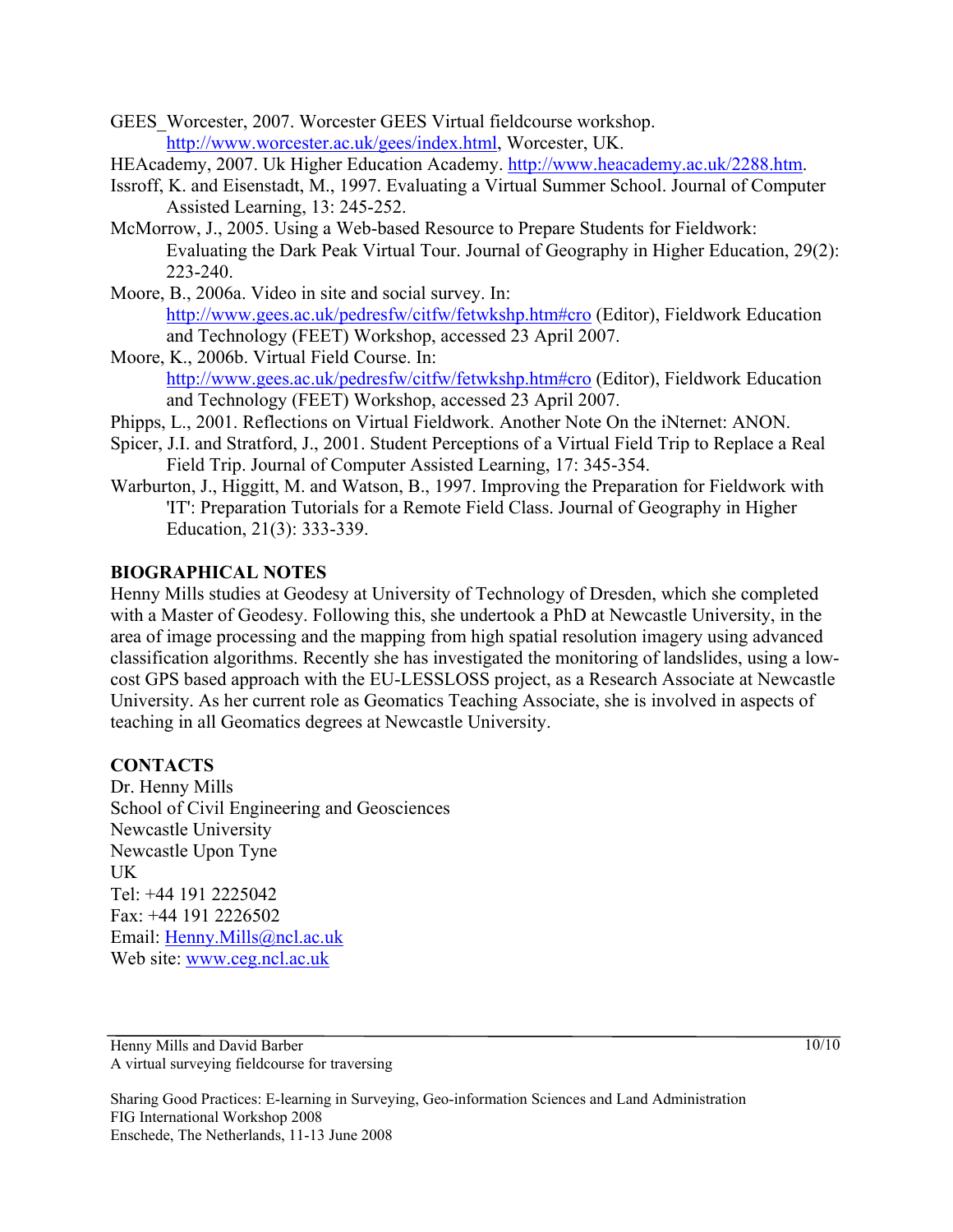GEES_Worcester, 2007. Worcester GEES Virtual fieldcourse workshop. http://www.worcester.ac.uk/gees/index.html, Worcester, UK.

HEAcademy, 2007. Uk Higher Education Academy. http://www.heacademy.ac.uk/2288.htm.

Issroff, K. and Eisenstadt, M., 1997. Evaluating a Virtual Summer School. Journal of Computer Assisted Learning, 13: 245-252.

McMorrow, J., 2005. Using a Web-based Resource to Prepare Students for Fieldwork: Evaluating the Dark Peak Virtual Tour. Journal of Geography in Higher Education, 29(2): 223-240.

Moore, B., 2006a. Video in site and social survey. In: http://www.gees.ac.uk/pedresfw/citfw/fetwkshp.htm#cro (Editor), Fieldwork Education and Technology (FEET) Workshop, accessed 23 April 2007.

Moore, K., 2006b. Virtual Field Course. In: http://www.gees.ac.uk/pedresfw/citfw/fetwkshp.htm#cro (Editor), Fieldwork Education and Technology (FEET) Workshop, accessed 23 April 2007.

Phipps, L., 2001. Reflections on Virtual Fieldwork. Another Note On the iNternet: ANON.

Spicer, J.I. and Stratford, J., 2001. Student Perceptions of a Virtual Field Trip to Replace a Real Field Trip. Journal of Computer Assisted Learning, 17: 345-354.

Warburton, J., Higgitt, M. and Watson, B., 1997. Improving the Preparation for Fieldwork with 'IT': Preparation Tutorials for a Remote Field Class. Journal of Geography in Higher Education, 21(3): 333-339.

## BIOGRAPHICAL NOTES

Henny Mills studies at Geodesy at University of Technology of Dresden, which she completed with a Master of Geodesy. Following this, she undertook a PhD at Newcastle University, in the area of image processing and the mapping from high spatial resolution imagery using advanced classification algorithms. Recently she has investigated the monitoring of landslides, using a low-cost GPS based approach with the EU-LESSLOSS project, as a Research Associate at Newcastle University. As her current role as Geomatics Teaching Associate, she is involved in aspects of teaching in all Geomatics degrees at Newcastle University.

## CONTACTS

Dr. Henny Mills  
School of Civil Engineering and Geosciences  
Newcastle University  
Newcastle Upon Tyne  
UK  
Tel: +44 191 2225042  
Fax: +44 191 2226502  
Email: Henny.Mills@ncl.ac.uk  
Web site: www.ceg.ncl.ac.uk